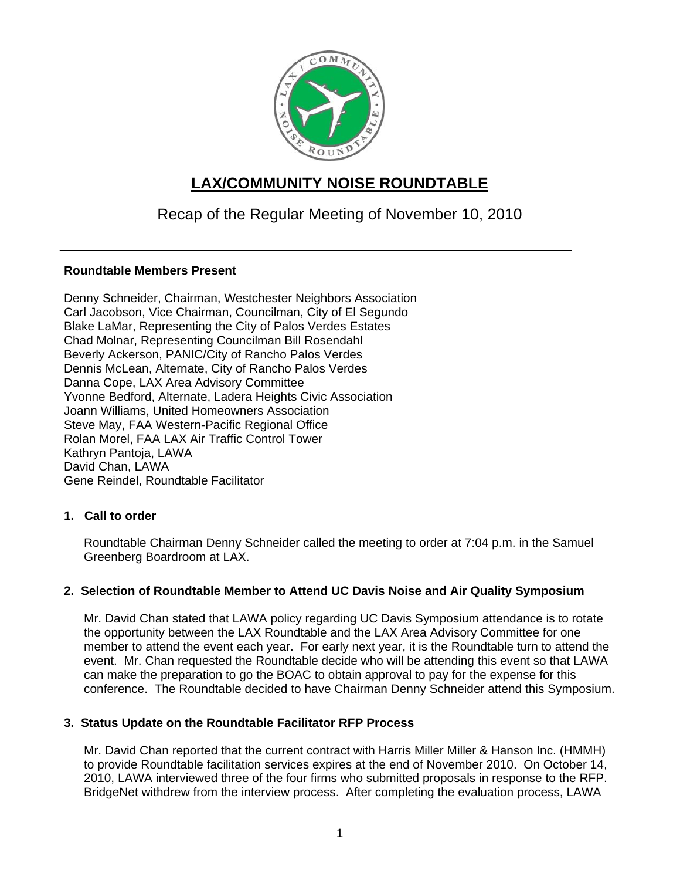# LAX/COMMUNITY NOISE ROUNDTABLE

## Recap of the Regular Meeting of November 10, 2010

---

**Roundtable Members Present**

Denny Schneider, Chairman, Westchester Neighbors Association
Carl Jacobson, Vice Chairman, Councilman, City of El Segundo
Blake LaMar, Representing the City of Palos Verdes Estates
Chad Molnar, Representing Councilman Bill Rosendahl
Beverly Ackerson, PANIC/City of Rancho Palos Verdes
Dennis McLean, Alternate, City of Rancho Palos Verdes
Danna Cope, LAX Area Advisory Committee
Yvonne Bedford, Alternate, Ladera Heights Civic Association
Joann Williams, United Homeowners Association
Steve May, FAA Western-Pacific Regional Office
Rolan Morel, FAA LAX Air Traffic Control Tower
Kathryn Pantoja, LAWA
David Chan, LAWA
Gene Reindel, Roundtable Facilitator

**1. Call to order**

Roundtable Chairman Denny Schneider called the meeting to order at 7:04 p.m. in the Samuel Greenberg Boardroom at LAX.

**2. Selection of Roundtable Member to Attend UC Davis Noise and Air Quality Symposium**

Mr. David Chan stated that LAWA policy regarding UC Davis Symposium attendance is to rotate the opportunity between the LAX Roundtable and the LAX Area Advisory Committee for one member to attend the event each year. For early next year, it is the Roundtable turn to attend the event. Mr. Chan requested the Roundtable decide who will be attending this event so that LAWA can make the preparation to go the BOAC to obtain approval to pay for the expense for this conference. The Roundtable decided to have Chairman Denny Schneider attend this Symposium.

**3. Status Update on the Roundtable Facilitator RFP Process**

Mr. David Chan reported that the current contract with Harris Miller Miller & Hanson Inc. (HMMH) to provide Roundtable facilitation services expires at the end of November 2010. On October 14, 2010, LAWA interviewed three of the four firms who submitted proposals in response to the RFP. BridgeNet withdrew from the interview process. After completing the evaluation process, LAWA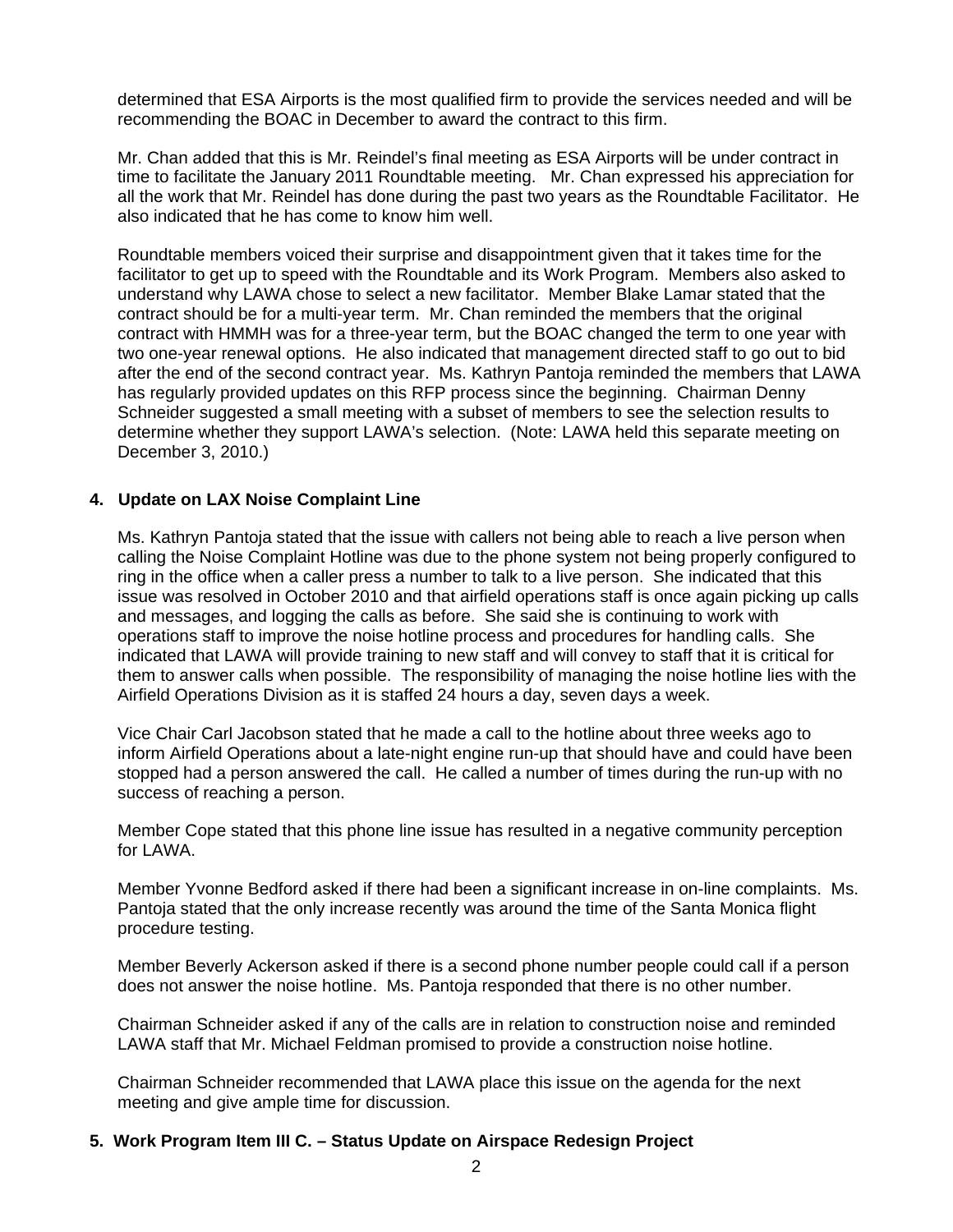determined that ESA Airports is the most qualified firm to provide the services needed and will be recommending the BOAC in December to award the contract to this firm.

Mr. Chan added that this is Mr. Reindel's final meeting as ESA Airports will be under contract in time to facilitate the January 2011 Roundtable meeting. Mr. Chan expressed his appreciation for all the work that Mr. Reindel has done during the past two years as the Roundtable Facilitator. He also indicated that he has come to know him well.

Roundtable members voiced their surprise and disappointment given that it takes time for the facilitator to get up to speed with the Roundtable and its Work Program. Members also asked to understand why LAWA chose to select a new facilitator. Member Blake Lamar stated that the contract should be for a multi-year term. Mr. Chan reminded the members that the original contract with HMMH was for a three-year term, but the BOAC changed the term to one year with two one-year renewal options. He also indicated that management directed staff to go out to bid after the end of the second contract year. Ms. Kathryn Pantoja reminded the members that LAWA has regularly provided updates on this RFP process since the beginning. Chairman Denny Schneider suggested a small meeting with a subset of members to see the selection results to determine whether they support LAWA's selection. (Note: LAWA held this separate meeting on December 3, 2010.)

## 4. Update on LAX Noise Complaint Line

Ms. Kathryn Pantoja stated that the issue with callers not being able to reach a live person when calling the Noise Complaint Hotline was due to the phone system not being properly configured to ring in the office when a caller press a number to talk to a live person. She indicated that this issue was resolved in October 2010 and that airfield operations staff is once again picking up calls and messages, and logging the calls as before. She said she is continuing to work with operations staff to improve the noise hotline process and procedures for handling calls. She indicated that LAWA will provide training to new staff and will convey to staff that it is critical for them to answer calls when possible. The responsibility of managing the noise hotline lies with the Airfield Operations Division as it is staffed 24 hours a day, seven days a week.

Vice Chair Carl Jacobson stated that he made a call to the hotline about three weeks ago to inform Airfield Operations about a late-night engine run-up that should have and could have been stopped had a person answered the call. He called a number of times during the run-up with no success of reaching a person.

Member Cope stated that this phone line issue has resulted in a negative community perception for LAWA.

Member Yvonne Bedford asked if there had been a significant increase in on-line complaints. Ms. Pantoja stated that the only increase recently was around the time of the Santa Monica flight procedure testing.

Member Beverly Ackerson asked if there is a second phone number people could call if a person does not answer the noise hotline. Ms. Pantoja responded that there is no other number.

Chairman Schneider asked if any of the calls are in relation to construction noise and reminded LAWA staff that Mr. Michael Feldman promised to provide a construction noise hotline.

Chairman Schneider recommended that LAWA place this issue on the agenda for the next meeting and give ample time for discussion.

## 5. Work Program Item III C. – Status Update on Airspace Redesign Project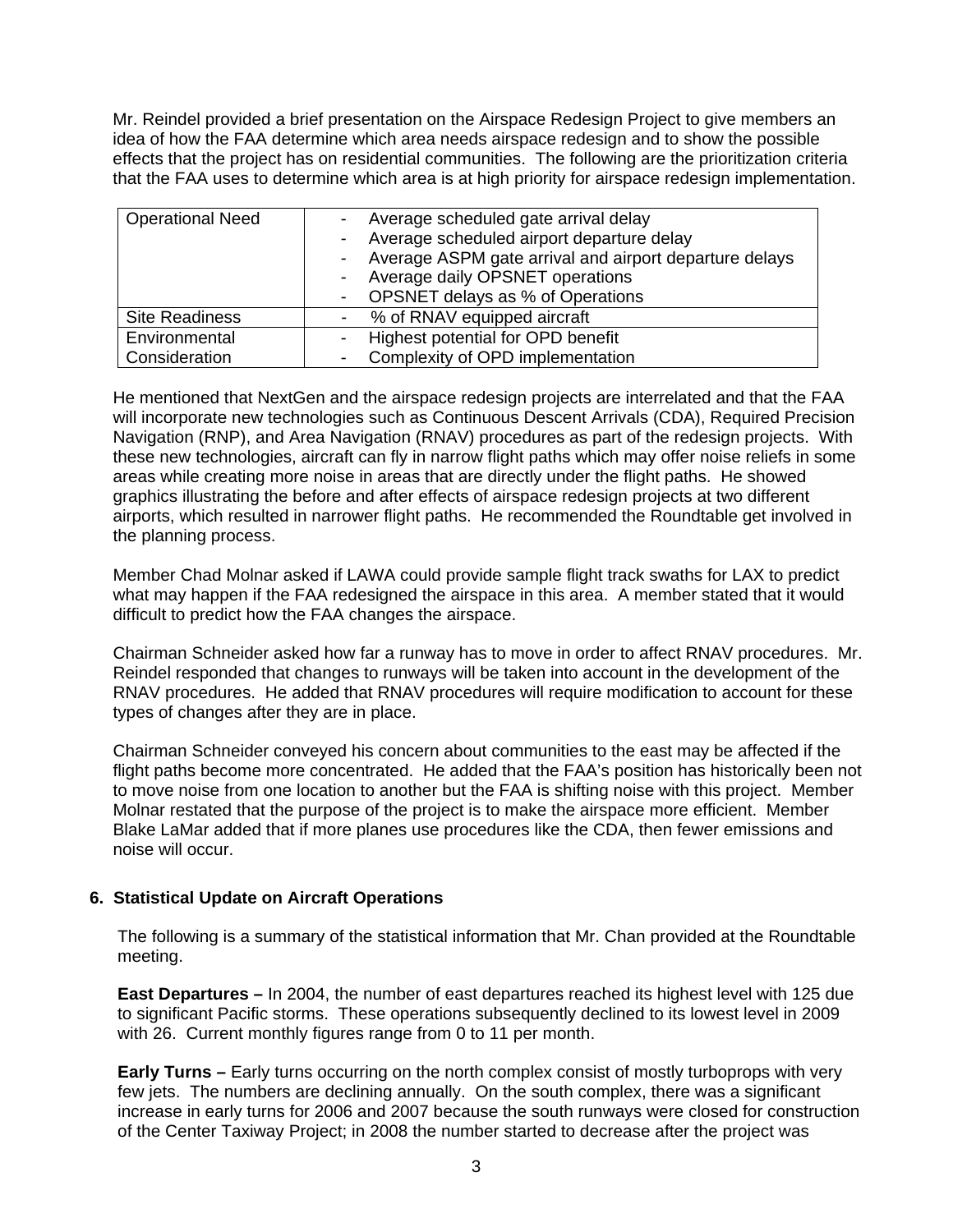Mr. Reindel provided a brief presentation on the Airspace Redesign Project to give members an idea of how the FAA determine which area needs airspace redesign and to show the possible effects that the project has on residential communities. The following are the prioritization criteria that the FAA uses to determine which area is at high priority for airspace redesign implementation.

| | |
|---|---|
| Operational Need | - Average scheduled gate arrival delay<br>- Average scheduled airport departure delay<br>- Average ASPM gate arrival and airport departure delays<br>- Average daily OPSNET operations<br>- OPSNET delays as % of Operations |
| Site Readiness | - % of RNAV equipped aircraft |
| Environmental Consideration | - Highest potential for OPD benefit<br>- Complexity of OPD implementation |

He mentioned that NextGen and the airspace redesign projects are interrelated and that the FAA will incorporate new technologies such as Continuous Descent Arrivals (CDA), Required Precision Navigation (RNP), and Area Navigation (RNAV) procedures as part of the redesign projects. With these new technologies, aircraft can fly in narrow flight paths which may offer noise reliefs in some areas while creating more noise in areas that are directly under the flight paths. He showed graphics illustrating the before and after effects of airspace redesign projects at two different airports, which resulted in narrower flight paths. He recommended the Roundtable get involved in the planning process.

Member Chad Molnar asked if LAWA could provide sample flight track swaths for LAX to predict what may happen if the FAA redesigned the airspace in this area. A member stated that it would difficult to predict how the FAA changes the airspace.

Chairman Schneider asked how far a runway has to move in order to affect RNAV procedures. Mr. Reindel responded that changes to runways will be taken into account in the development of the RNAV procedures. He added that RNAV procedures will require modification to account for these types of changes after they are in place.

Chairman Schneider conveyed his concern about communities to the east may be affected if the flight paths become more concentrated. He added that the FAA's position has historically been not to move noise from one location to another but the FAA is shifting noise with this project. Member Molnar restated that the purpose of the project is to make the airspace more efficient. Member Blake LaMar added that if more planes use procedures like the CDA, then fewer emissions and noise will occur.

## 6. Statistical Update on Aircraft Operations

The following is a summary of the statistical information that Mr. Chan provided at the Roundtable meeting.

**East Departures –** In 2004, the number of east departures reached its highest level with 125 due to significant Pacific storms. These operations subsequently declined to its lowest level in 2009 with 26. Current monthly figures range from 0 to 11 per month.

**Early Turns –** Early turns occurring on the north complex consist of mostly turboprops with very few jets. The numbers are declining annually. On the south complex, there was a significant increase in early turns for 2006 and 2007 because the south runways were closed for construction of the Center Taxiway Project; in 2008 the number started to decrease after the project was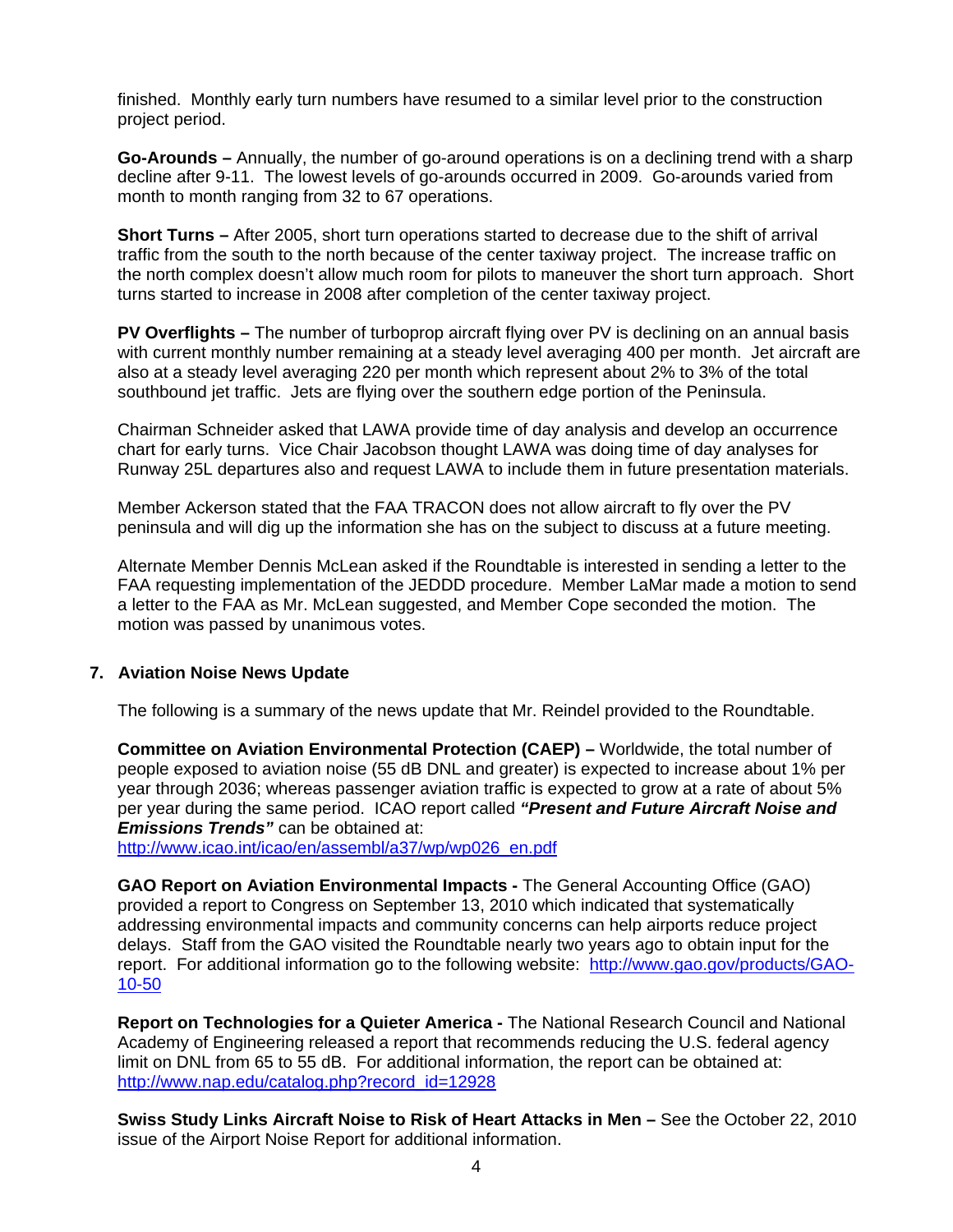finished. Monthly early turn numbers have resumed to a similar level prior to the construction project period.

**Go-Arounds –** Annually, the number of go-around operations is on a declining trend with a sharp decline after 9-11. The lowest levels of go-arounds occurred in 2009. Go-arounds varied from month to month ranging from 32 to 67 operations.

**Short Turns –** After 2005, short turn operations started to decrease due to the shift of arrival traffic from the south to the north because of the center taxiway project. The increase traffic on the north complex doesn't allow much room for pilots to maneuver the short turn approach. Short turns started to increase in 2008 after completion of the center taxiway project.

**PV Overflights –** The number of turboprop aircraft flying over PV is declining on an annual basis with current monthly number remaining at a steady level averaging 400 per month. Jet aircraft are also at a steady level averaging 220 per month which represent about 2% to 3% of the total southbound jet traffic. Jets are flying over the southern edge portion of the Peninsula.

Chairman Schneider asked that LAWA provide time of day analysis and develop an occurrence chart for early turns. Vice Chair Jacobson thought LAWA was doing time of day analyses for Runway 25L departures also and request LAWA to include them in future presentation materials.

Member Ackerson stated that the FAA TRACON does not allow aircraft to fly over the PV peninsula and will dig up the information she has on the subject to discuss at a future meeting.

Alternate Member Dennis McLean asked if the Roundtable is interested in sending a letter to the FAA requesting implementation of the JEDDD procedure. Member LaMar made a motion to send a letter to the FAA as Mr. McLean suggested, and Member Cope seconded the motion. The motion was passed by unanimous votes.

## 7. Aviation Noise News Update

The following is a summary of the news update that Mr. Reindel provided to the Roundtable.

**Committee on Aviation Environmental Protection (CAEP) –** Worldwide, the total number of people exposed to aviation noise (55 dB DNL and greater) is expected to increase about 1% per year through 2036; whereas passenger aviation traffic is expected to grow at a rate of about 5% per year during the same period. ICAO report called ***"Present and Future Aircraft Noise and Emissions Trends"*** can be obtained at: http://www.icao.int/icao/en/assembl/a37/wp/wp026_en.pdf

**GAO Report on Aviation Environmental Impacts -** The General Accounting Office (GAO) provided a report to Congress on September 13, 2010 which indicated that systematically addressing environmental impacts and community concerns can help airports reduce project delays. Staff from the GAO visited the Roundtable nearly two years ago to obtain input for the report. For additional information go to the following website: http://www.gao.gov/products/GAO-10-50

**Report on Technologies for a Quieter America -** The National Research Council and National Academy of Engineering released a report that recommends reducing the U.S. federal agency limit on DNL from 65 to 55 dB. For additional information, the report can be obtained at: http://www.nap.edu/catalog.php?record_id=12928

**Swiss Study Links Aircraft Noise to Risk of Heart Attacks in Men –** See the October 22, 2010 issue of the Airport Noise Report for additional information.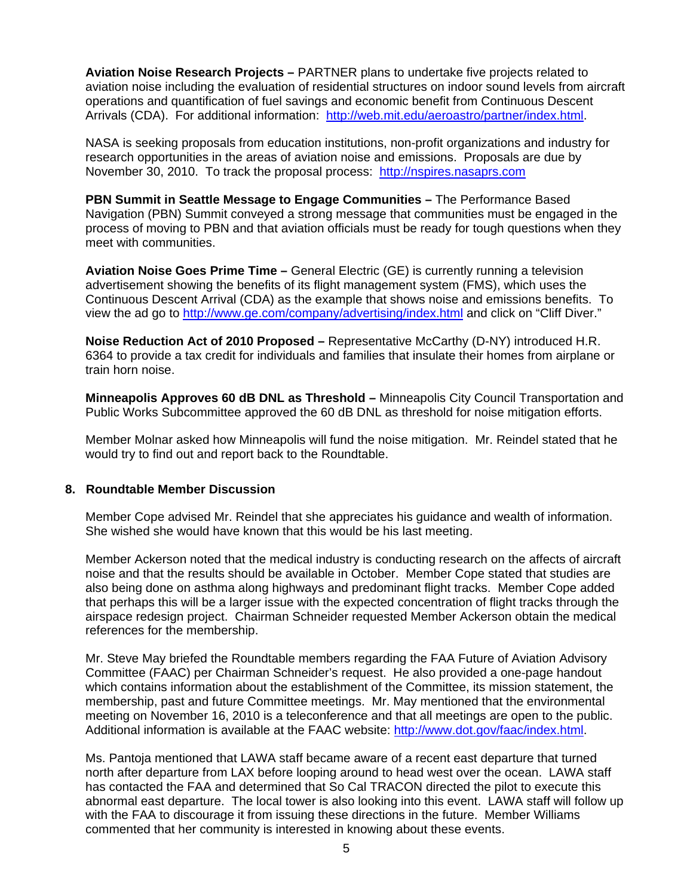**Aviation Noise Research Projects –** PARTNER plans to undertake five projects related to aviation noise including the evaluation of residential structures on indoor sound levels from aircraft operations and quantification of fuel savings and economic benefit from Continuous Descent Arrivals (CDA). For additional information: http://web.mit.edu/aeroastro/partner/index.html.

NASA is seeking proposals from education institutions, non-profit organizations and industry for research opportunities in the areas of aviation noise and emissions. Proposals are due by November 30, 2010. To track the proposal process: http://nspires.nasaprs.com

**PBN Summit in Seattle Message to Engage Communities –** The Performance Based Navigation (PBN) Summit conveyed a strong message that communities must be engaged in the process of moving to PBN and that aviation officials must be ready for tough questions when they meet with communities.

**Aviation Noise Goes Prime Time –** General Electric (GE) is currently running a television advertisement showing the benefits of its flight management system (FMS), which uses the Continuous Descent Arrival (CDA) as the example that shows noise and emissions benefits. To view the ad go to http://www.ge.com/company/advertising/index.html and click on "Cliff Diver."

**Noise Reduction Act of 2010 Proposed –** Representative McCarthy (D-NY) introduced H.R. 6364 to provide a tax credit for individuals and families that insulate their homes from airplane or train horn noise.

**Minneapolis Approves 60 dB DNL as Threshold –** Minneapolis City Council Transportation and Public Works Subcommittee approved the 60 dB DNL as threshold for noise mitigation efforts.

Member Molnar asked how Minneapolis will fund the noise mitigation. Mr. Reindel stated that he would try to find out and report back to the Roundtable.

## 8. Roundtable Member Discussion

Member Cope advised Mr. Reindel that she appreciates his guidance and wealth of information. She wished she would have known that this would be his last meeting.

Member Ackerson noted that the medical industry is conducting research on the affects of aircraft noise and that the results should be available in October. Member Cope stated that studies are also being done on asthma along highways and predominant flight tracks. Member Cope added that perhaps this will be a larger issue with the expected concentration of flight tracks through the airspace redesign project. Chairman Schneider requested Member Ackerson obtain the medical references for the membership.

Mr. Steve May briefed the Roundtable members regarding the FAA Future of Aviation Advisory Committee (FAAC) per Chairman Schneider's request. He also provided a one-page handout which contains information about the establishment of the Committee, its mission statement, the membership, past and future Committee meetings. Mr. May mentioned that the environmental meeting on November 16, 2010 is a teleconference and that all meetings are open to the public. Additional information is available at the FAAC website: http://www.dot.gov/faac/index.html.

Ms. Pantoja mentioned that LAWA staff became aware of a recent east departure that turned north after departure from LAX before looping around to head west over the ocean. LAWA staff has contacted the FAA and determined that So Cal TRACON directed the pilot to execute this abnormal east departure. The local tower is also looking into this event. LAWA staff will follow up with the FAA to discourage it from issuing these directions in the future. Member Williams commented that her community is interested in knowing about these events.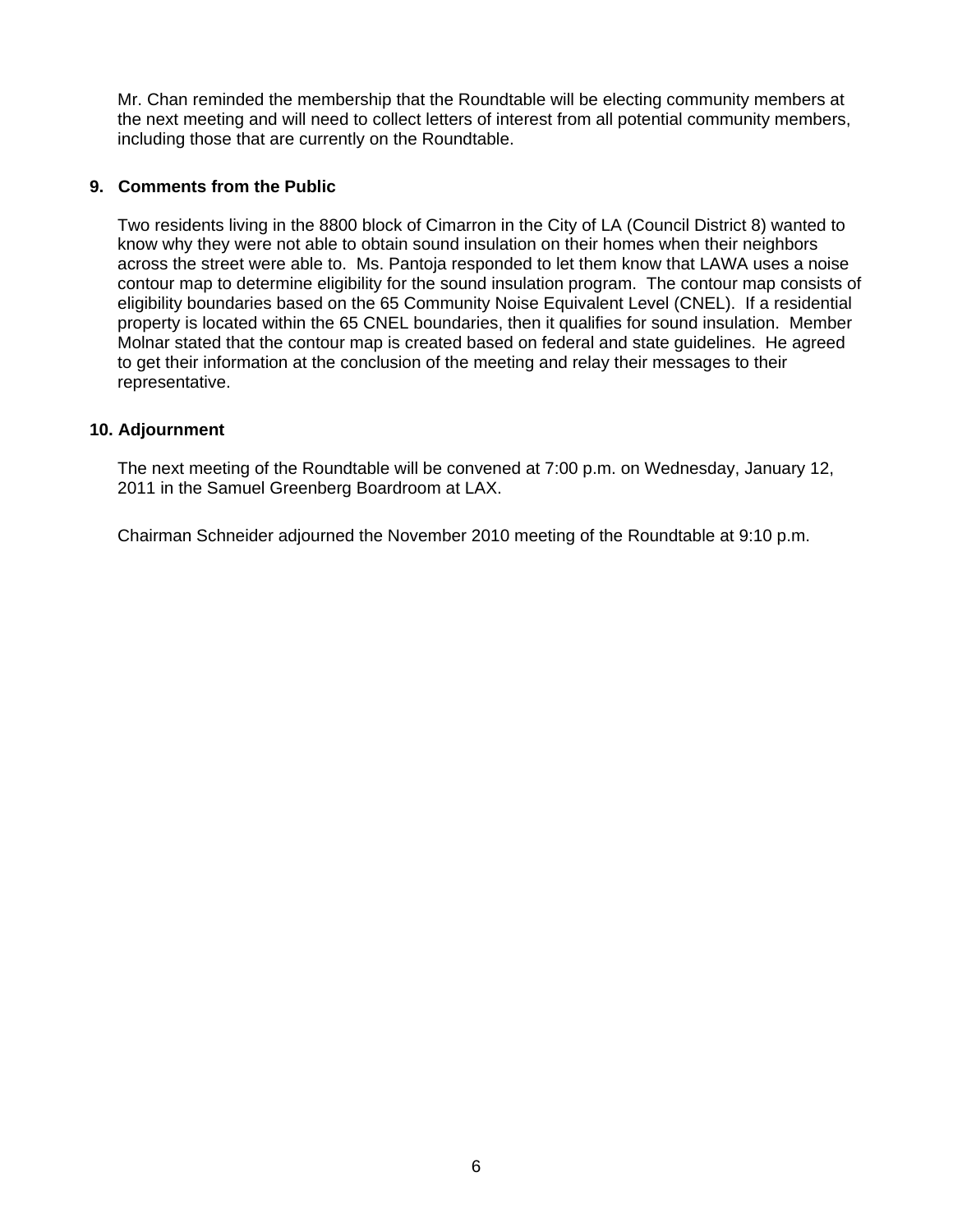Mr. Chan reminded the membership that the Roundtable will be electing community members at the next meeting and will need to collect letters of interest from all potential community members, including those that are currently on the Roundtable.

**9. Comments from the Public**

Two residents living in the 8800 block of Cimarron in the City of LA (Council District 8) wanted to know why they were not able to obtain sound insulation on their homes when their neighbors across the street were able to. Ms. Pantoja responded to let them know that LAWA uses a noise contour map to determine eligibility for the sound insulation program. The contour map consists of eligibility boundaries based on the 65 Community Noise Equivalent Level (CNEL). If a residential property is located within the 65 CNEL boundaries, then it qualifies for sound insulation. Member Molnar stated that the contour map is created based on federal and state guidelines. He agreed to get their information at the conclusion of the meeting and relay their messages to their representative.

**10. Adjournment**

The next meeting of the Roundtable will be convened at 7:00 p.m. on Wednesday, January 12, 2011 in the Samuel Greenberg Boardroom at LAX.

Chairman Schneider adjourned the November 2010 meeting of the Roundtable at 9:10 p.m.